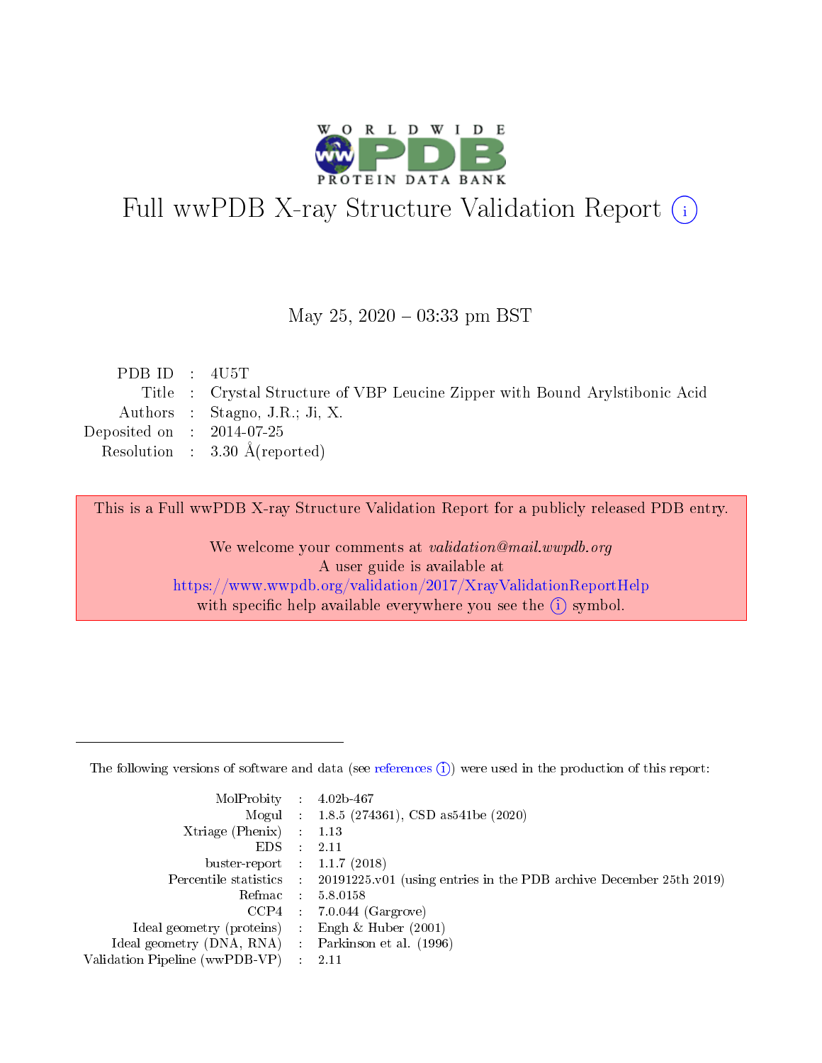# Full wwPDB X-ray Structure Validation Report (i)

May 25, 2020 – 03:33 pm BST

| | | |
|---|---|---|
| PDB ID | : | 4U5T |
| Title | : | Crystal Structure of VBP Leucine Zipper with Bound Arylstibonic Acid |
| Authors | : | Stagno, J.R.; Ji, X. |
| Deposited on | : | 2014-07-25 |
| Resolution | : | 3.30 Å(reported) |

This is a Full wwPDB X-ray Structure Validation Report for a publicly released PDB entry.

We welcome your comments at *validation@mail.wwpdb.org*
A user guide is available at
https://www.wwpdb.org/validation/2017/XrayValidationReportHelp
with specific help available everywhere you see the (i) symbol.

The following versions of software and data (see references (i)) were used in the production of this report:

| | | |
|---|---|---|
| MolProbity | : | 4.02b-467 |
| Mogul | : | 1.8.5 (274361), CSD as541be (2020) |
| Xtriage (Phenix) | : | 1.13 |
| EDS | : | 2.11 |
| buster-report | : | 1.1.7 (2018) |
| Percentile statistics | : | 20191225.v01 (using entries in the PDB archive December 25th 2019) |
| Refmac | : | 5.8.0158 |
| CCP4 | : | 7.0.044 (Gargrove) |
| Ideal geometry (proteins) | : | Engh & Huber (2001) |
| Ideal geometry (DNA, RNA) | : | Parkinson et al. (1996) |
| Validation Pipeline (wwPDB-VP) | : | 2.11 |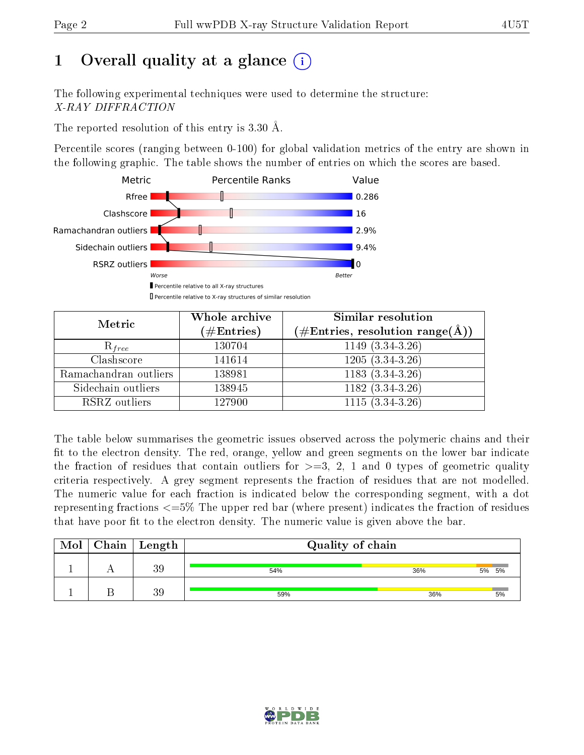# 1 Overall quality at a glance (i)

The following experimental techniques were used to determine the structure:
*X-RAY DIFFRACTION*

The reported resolution of this entry is 3.30 Å.

Percentile scores (ranging between 0-100) for global validation metrics of the entry are shown in the following graphic. The table shows the number of entries on which the scores are based.

| Metric | Value |
|---|---|
| Rfree | 0.286 |
| Clashscore | 16 |
| Ramachandran outliers | 2.9% |
| Sidechain outliers | 9.4% |
| RSRZ outliers | 0 |

Worse — Better

▮ Percentile relative to all X-ray structures
▯ Percentile relative to X-ray structures of similar resolution

| Metric | Whole archive (#Entries) | Similar resolution (#Entries, resolution range(Å)) |
|---|---|---|
| $R_{free}$ | 130704 | 1149 (3.34-3.26) |
| Clashscore | 141614 | 1205 (3.34-3.26) |
| Ramachandran outliers | 138981 | 1183 (3.34-3.26) |
| Sidechain outliers | 138945 | 1182 (3.34-3.26) |
| RSRZ outliers | 127900 | 1115 (3.34-3.26) |

The table below summarises the geometric issues observed across the polymeric chains and their fit to the electron density. The red, orange, yellow and green segments on the lower bar indicate the fraction of residues that contain outliers for >=3, 2, 1 and 0 types of geometric quality criteria respectively. A grey segment represents the fraction of residues that are not modelled. The numeric value for each fraction is indicated below the corresponding segment, with a dot representing fractions <=5% The upper red bar (where present) indicates the fraction of residues that have poor fit to the electron density. The numeric value is given above the bar.

| Mol | Chain | Length | Quality of chain |
|---|---|---|---|
| 1 | A | 39 | 54% / 36% / 5% / 5% |
| 1 | B | 39 | 59% / 36% / 5% |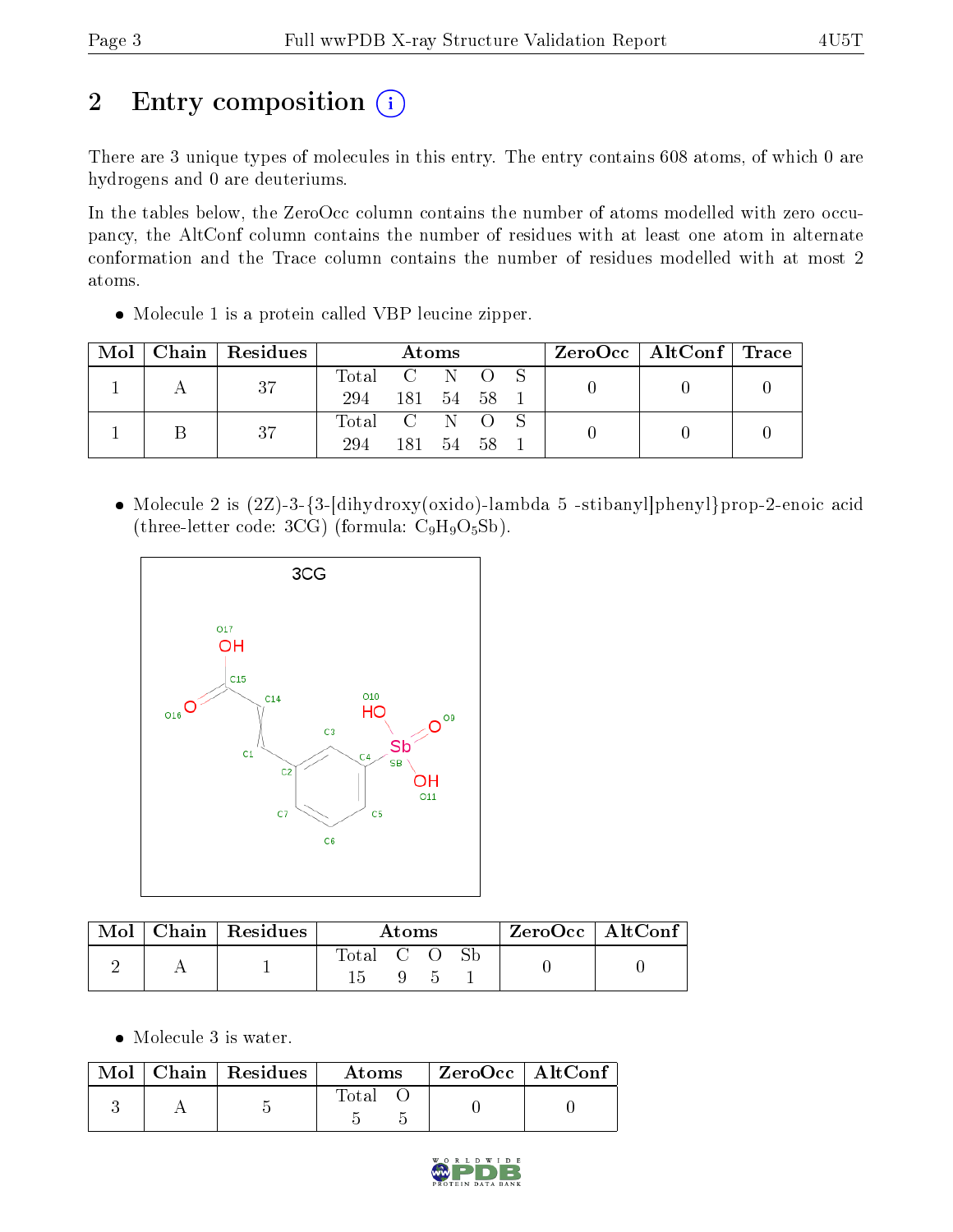# 2 Entry composition

There are 3 unique types of molecules in this entry. The entry contains 608 atoms, of which 0 are hydrogens and 0 are deuteriums.

In the tables below, the ZeroOcc column contains the number of atoms modelled with zero occupancy, the AltConf column contains the number of residues with at least one atom in alternate conformation and the Trace column contains the number of residues modelled with at most 2 atoms.

- Molecule 1 is a protein called VBP leucine zipper.

| Mol | Chain | Residues | Atoms | | | | | ZeroOcc | AltConf | Trace |
|---|---|---|---|---|---|---|---|---|---|---|
| 1 | A | 37 | Total<br>294 | C<br>181 | N<br>54 | O<br>58 | S<br>1 | 0 | 0 | 0 |
| 1 | B | 37 | Total<br>294 | C<br>181 | N<br>54 | O<br>58 | S<br>1 | 0 | 0 | 0 |

- Molecule 2 is (2Z)-3-{3-[dihydroxy(oxido)-lambda 5 -stibanyl]phenyl}prop-2-enoic acid (three-letter code: 3CG) (formula: $C_9H_9O_5Sb$).

| Mol | Chain | Residues | Atoms | | | | ZeroOcc | AltConf |
|---|---|---|---|---|---|---|---|---|
| 2 | A | 1 | Total<br>15 | C<br>9 | O<br>5 | Sb<br>1 | 0 | 0 |

- Molecule 3 is water.

| Mol | Chain | Residues | Atoms | | ZeroOcc | AltConf |
|---|---|---|---|---|---|---|
| 3 | A | 5 | Total<br>5 | O<br>5 | 0 | 0 |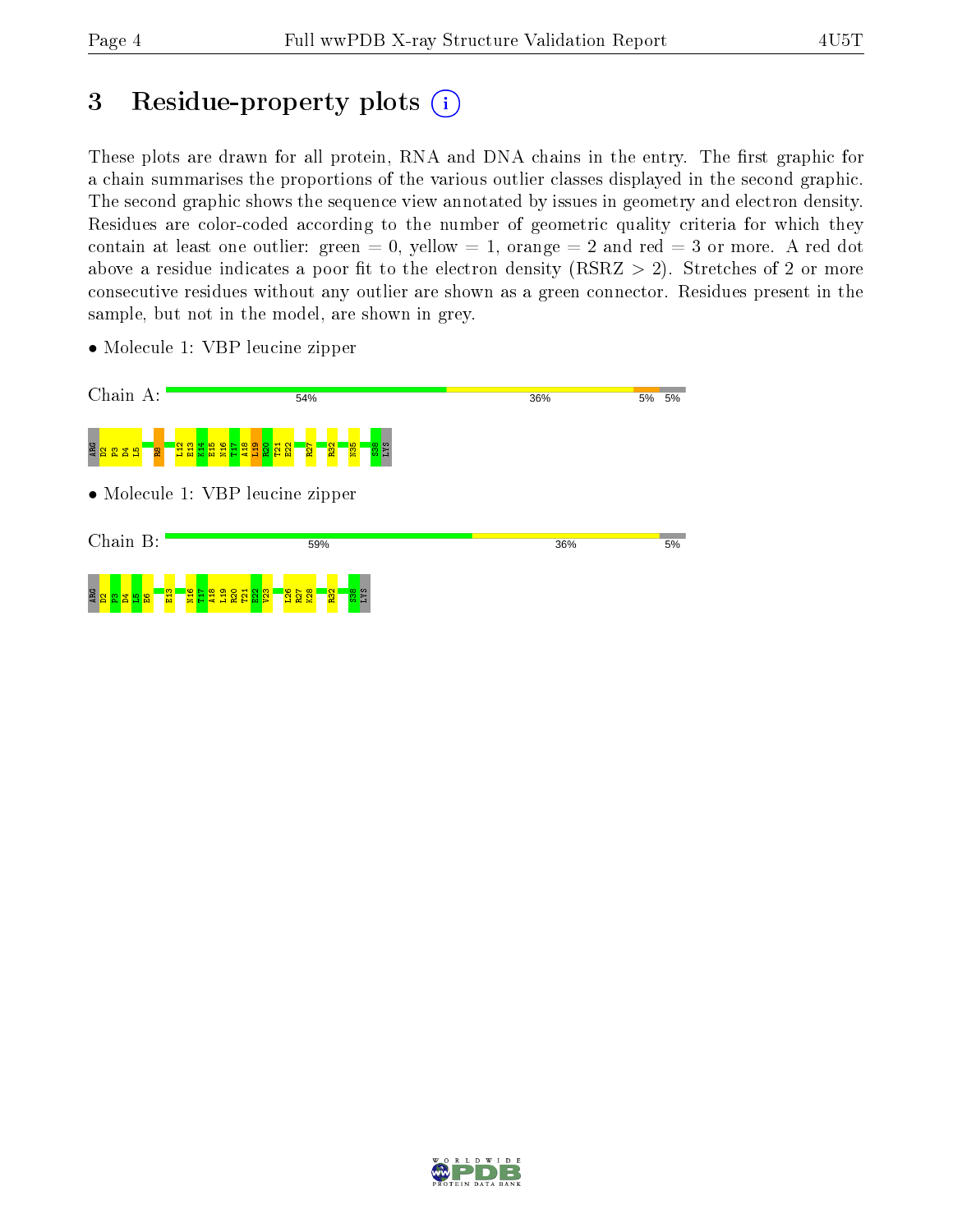# 3 Residue-property plots

These plots are drawn for all protein, RNA and DNA chains in the entry. The first graphic for a chain summarises the proportions of the various outlier classes displayed in the second graphic. The second graphic shows the sequence view annotated by issues in geometry and electron density. Residues are color-coded according to the number of geometric quality criteria for which they contain at least one outlier: green = 0, yellow = 1, orange = 2 and red = 3 or more. A red dot above a residue indicates a poor fit to the electron density (RSRZ > 2). Stretches of 2 or more consecutive residues without any outlier are shown as a green connector. Residues present in the sample, but not in the model, are shown in grey.

- Molecule 1: VBP leucine zipper

Chain A: 54% 36% 5% 5%

ARG D2 P3 D4 L5 R8 L12 E13 K14 E15 N16 T17 A18 L19 R20 T21 E22 R27 R32 N35 S38 LYS

- Molecule 1: VBP leucine zipper

Chain B: 59% 36% 5%

ARG D2 P3 D4 L5 E6 E13 N16 T17 A18 L19 R20 T21 E22 V23 L26 R27 K28 R32 S38 LYS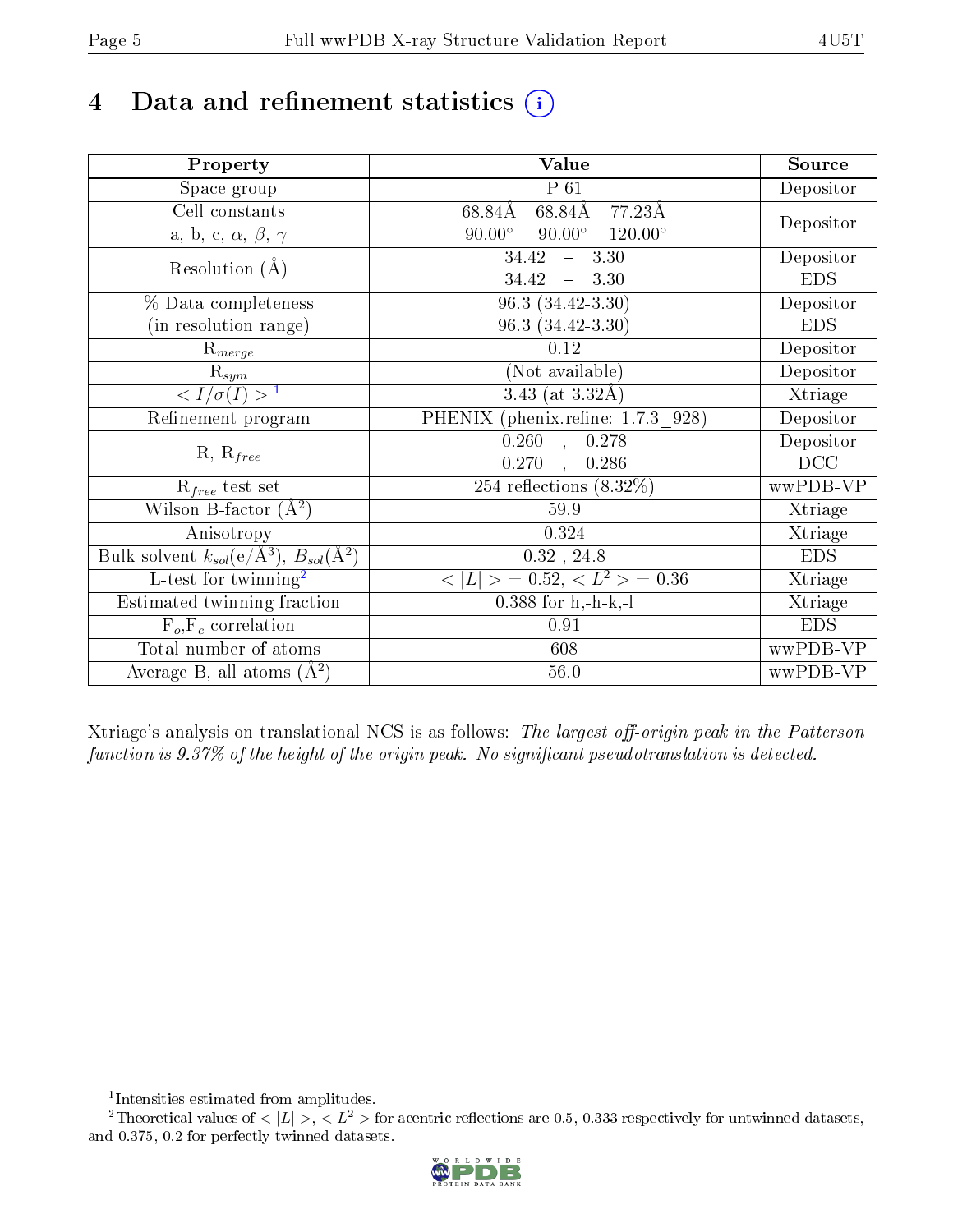# 4 Data and refinement statistics (i)

| Property | Value | Source |
|---|---|---|
| Space group | P 61 | Depositor |
| Cell constants<br>a, b, c, $\alpha$, $\beta$, $\gamma$ | 68.84Å 68.84Å 77.23Å<br>90.00° 90.00° 120.00° | Depositor |
| Resolution (Å) | 34.42 – 3.30 | Depositor |
| | 34.42 – 3.30 | EDS |
| % Data completeness<br>(in resolution range) | 96.3 (34.42-3.30) | Depositor |
| | 96.3 (34.42-3.30) | EDS |
| $R_{merge}$ | 0.12 | Depositor |
| $R_{sym}$ | (Not available) | Depositor |
| $< I/\sigma(I) >$ [1] | 3.43 (at 3.32Å) | Xtriage |
| Refinement program | PHENIX (phenix.refine: 1.7.3_928) | Depositor |
| R, $R_{free}$ | 0.260 , 0.278 | Depositor |
| | 0.270 , 0.286 | DCC |
| $R_{free}$ test set | 254 reflections (8.32%) | wwPDB-VP |
| Wilson B-factor (Å$^2$) | 59.9 | Xtriage |
| Anisotropy | 0.324 | Xtriage |
| Bulk solvent $k_{sol}$(e/Å$^3$), $B_{sol}$(Å$^2$) | 0.32 , 24.8 | EDS |
| L-test for twinning[2] | $< \lvert L \rvert > = 0.52$, $< L^2 > = 0.36$ | Xtriage |
| Estimated twinning fraction | 0.388 for h,-h-k,-l | Xtriage |
| $F_o$,$F_c$ correlation | 0.91 | EDS |
| Total number of atoms | 608 | wwPDB-VP |
| Average B, all atoms (Å$^2$) | 56.0 | wwPDB-VP |

Xtriage's analysis on translational NCS is as follows: *The largest off-origin peak in the Patterson function is 9.37% of the height of the origin peak. No significant pseudotranslation is detected.*

[1] Intensities estimated from amplitudes.

[2] Theoretical values of $< \lvert L \rvert >$, $< L^2 >$ for acentric reflections are 0.5, 0.333 respectively for untwinned datasets, and 0.375, 0.2 for perfectly twinned datasets.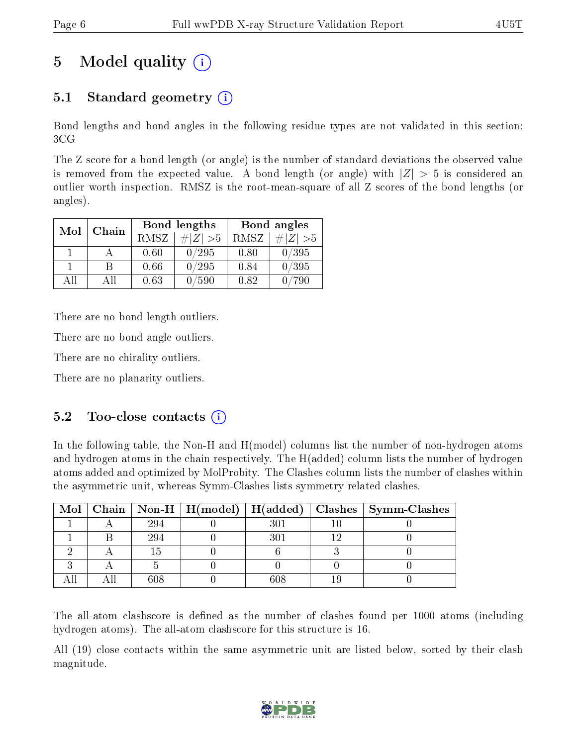# 5 Model quality (i)

## 5.1 Standard geometry (i)

Bond lengths and bond angles in the following residue types are not validated in this section: 3CG

The Z score for a bond length (or angle) is the number of standard deviations the observed value is removed from the expected value. A bond length (or angle) with $|Z| > 5$ is considered an outlier worth inspection. RMSZ is the root-mean-square of all Z scores of the bond lengths (or angles).

| Mol | Chain | Bond lengths | | Bond angles | |
|---|---|---|---|---|---|
| | | RMSZ | #\|Z\| >5 | RMSZ | #\|Z\| >5 |
| 1 | A | 0.60 | 0/295 | 0.80 | 0/395 |
| 1 | B | 0.66 | 0/295 | 0.84 | 0/395 |
| All | All | 0.63 | 0/590 | 0.82 | 0/790 |

There are no bond length outliers.

There are no bond angle outliers.

There are no chirality outliers.

There are no planarity outliers.

## 5.2 Too-close contacts (i)

In the following table, the Non-H and H(model) columns list the number of non-hydrogen atoms and hydrogen atoms in the chain respectively. The H(added) column lists the number of hydrogen atoms added and optimized by MolProbity. The Clashes column lists the number of clashes within the asymmetric unit, whereas Symm-Clashes lists symmetry related clashes.

| Mol | Chain | Non-H | H(model) | H(added) | Clashes | Symm-Clashes |
|---|---|---|---|---|---|---|
| 1 | A | 294 | 0 | 301 | 10 | 0 |
| 1 | B | 294 | 0 | 301 | 12 | 0 |
| 2 | A | 15 | 0 | 6 | 3 | 0 |
| 3 | A | 5 | 0 | 0 | 0 | 0 |
| All | All | 608 | 0 | 608 | 19 | 0 |

The all-atom clashscore is defined as the number of clashes found per 1000 atoms (including hydrogen atoms). The all-atom clashscore for this structure is 16.

All (19) close contacts within the same asymmetric unit are listed below, sorted by their clash magnitude.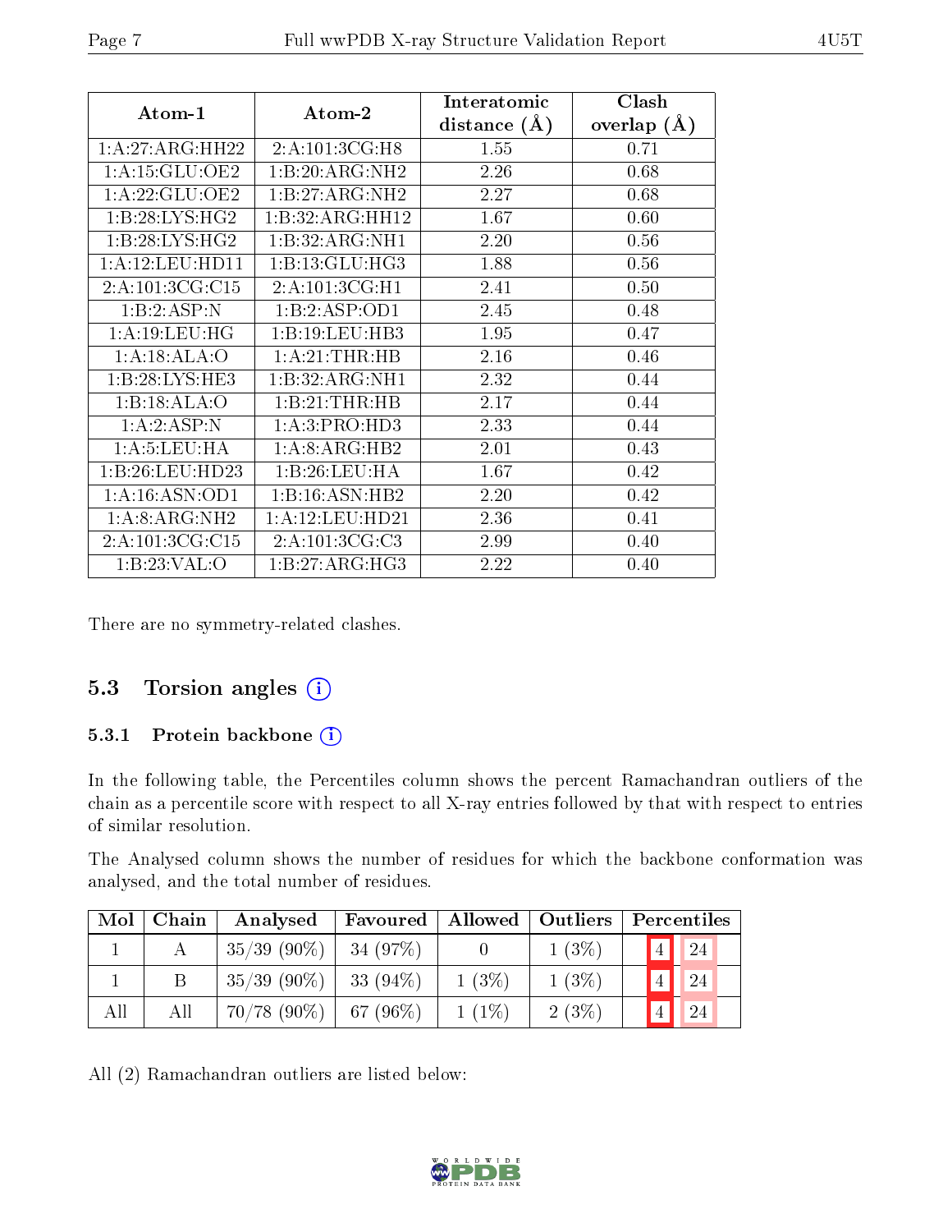| Atom-1 | Atom-2 | Interatomic distance (Å) | Clash overlap (Å) |
|---|---|---|---|
| 1:A:27:ARG:HH22 | 2:A:101:3CG:H8 | 1.55 | 0.71 |
| 1:A:15:GLU:OE2 | 1:B:20:ARG:NH2 | 2.26 | 0.68 |
| 1:A:22:GLU:OE2 | 1:B:27:ARG:NH2 | 2.27 | 0.68 |
| 1:B:28:LYS:HG2 | 1:B:32:ARG:HH12 | 1.67 | 0.60 |
| 1:B:28:LYS:HG2 | 1:B:32:ARG:NH1 | 2.20 | 0.56 |
| 1:A:12:LEU:HD11 | 1:B:13:GLU:HG3 | 1.88 | 0.56 |
| 2:A:101:3CG:C15 | 2:A:101:3CG:H1 | 2.41 | 0.50 |
| 1:B:2:ASP:N | 1:B:2:ASP:OD1 | 2.45 | 0.48 |
| 1:A:19:LEU:HG | 1:B:19:LEU:HB3 | 1.95 | 0.47 |
| 1:A:18:ALA:O | 1:A:21:THR:HB | 2.16 | 0.46 |
| 1:B:28:LYS:HE3 | 1:B:32:ARG:NH1 | 2.32 | 0.44 |
| 1:B:18:ALA:O | 1:B:21:THR:HB | 2.17 | 0.44 |
| 1:A:2:ASP:N | 1:A:3:PRO:HD3 | 2.33 | 0.44 |
| 1:A:5:LEU:HA | 1:A:8:ARG:HB2 | 2.01 | 0.43 |
| 1:B:26:LEU:HD23 | 1:B:26:LEU:HA | 1.67 | 0.42 |
| 1:A:16:ASN:OD1 | 1:B:16:ASN:HB2 | 2.20 | 0.42 |
| 1:A:8:ARG:NH2 | 1:A:12:LEU:HD21 | 2.36 | 0.41 |
| 2:A:101:3CG:C15 | 2:A:101:3CG:C3 | 2.99 | 0.40 |
| 1:B:23:VAL:O | 1:B:27:ARG:HG3 | 2.22 | 0.40 |

There are no symmetry-related clashes.

## 5.3 Torsion angles

### 5.3.1 Protein backbone

In the following table, the Percentiles column shows the percent Ramachandran outliers of the chain as a percentile score with respect to all X-ray entries followed by that with respect to entries of similar resolution.

The Analysed column shows the number of residues for which the backbone conformation was analysed, and the total number of residues.

| Mol | Chain | Analysed | Favoured | Allowed | Outliers | Percentiles | |
|---|---|---|---|---|---|---|---|
| 1 | A | 35/39 (90%) | 34 (97%) | 0 | 1 (3%) | 4 | 24 |
| 1 | B | 35/39 (90%) | 33 (94%) | 1 (3%) | 1 (3%) | 4 | 24 |
| All | All | 70/78 (90%) | 67 (96%) | 1 (1%) | 2 (3%) | 4 | 24 |

All (2) Ramachandran outliers are listed below: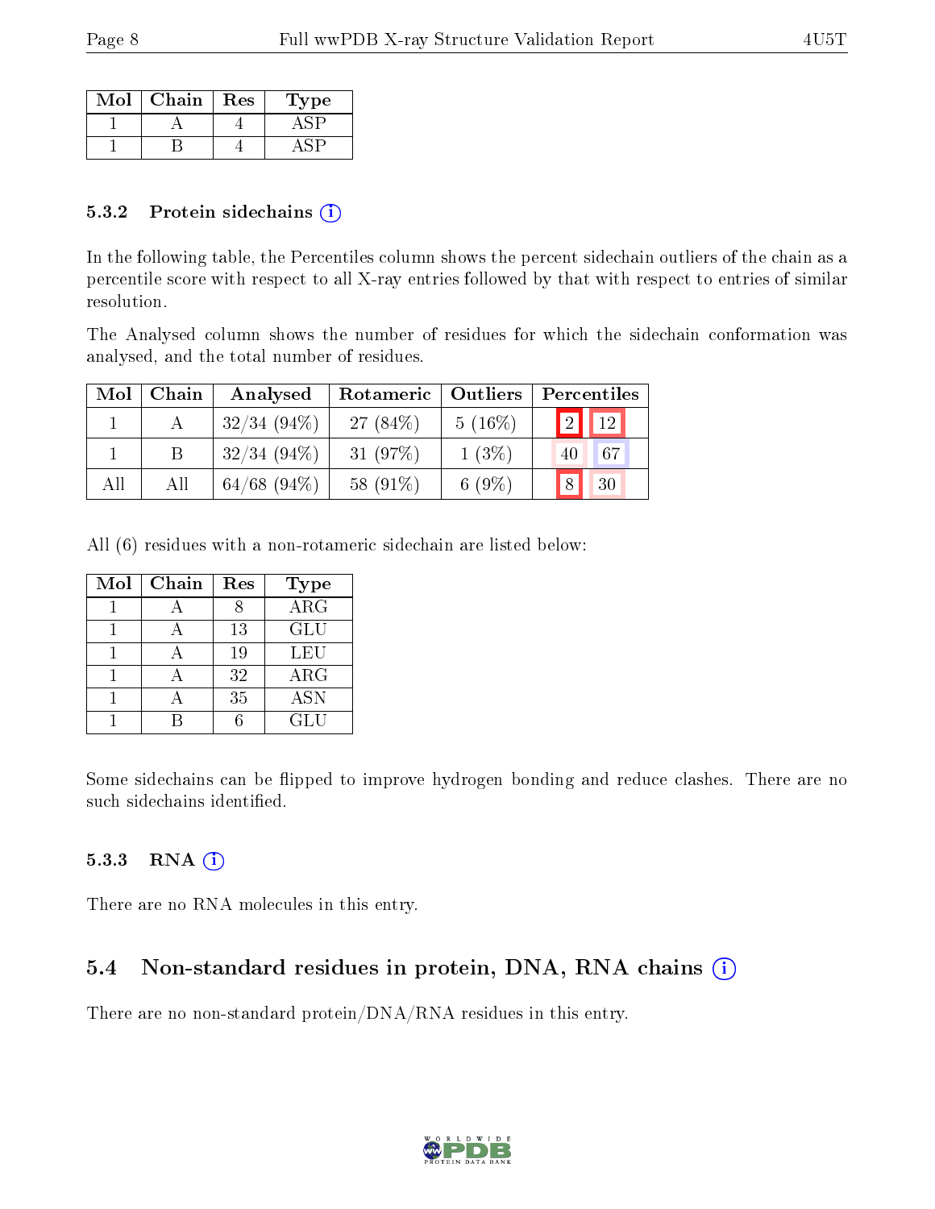| Mol | Chain | Res | Type |
|---|---|---|---|
| 1 | A | 4 | ASP |
| 1 | B | 4 | ASP |

### 5.3.2 Protein sidechains

In the following table, the Percentiles column shows the percent sidechain outliers of the chain as a percentile score with respect to all X-ray entries followed by that with respect to entries of similar resolution.

The Analysed column shows the number of residues for which the sidechain conformation was analysed, and the total number of residues.

| Mol | Chain | Analysed | Rotameric | Outliers | Percentiles | |
|---|---|---|---|---|---|---|
| 1 | A | 32/34 (94%) | 27 (84%) | 5 (16%) | 2 | 12 |
| 1 | B | 32/34 (94%) | 31 (97%) | 1 (3%) | 40 | 67 |
| All | All | 64/68 (94%) | 58 (91%) | 6 (9%) | 8 | 30 |

All (6) residues with a non-rotameric sidechain are listed below:

| Mol | Chain | Res | Type |
|---|---|---|---|
| 1 | A | 8 | ARG |
| 1 | A | 13 | GLU |
| 1 | A | 19 | LEU |
| 1 | A | 32 | ARG |
| 1 | A | 35 | ASN |
| 1 | B | 6 | GLU |

Some sidechains can be flipped to improve hydrogen bonding and reduce clashes. There are no such sidechains identified.

### 5.3.3 RNA

There are no RNA molecules in this entry.

## 5.4 Non-standard residues in protein, DNA, RNA chains

There are no non-standard protein/DNA/RNA residues in this entry.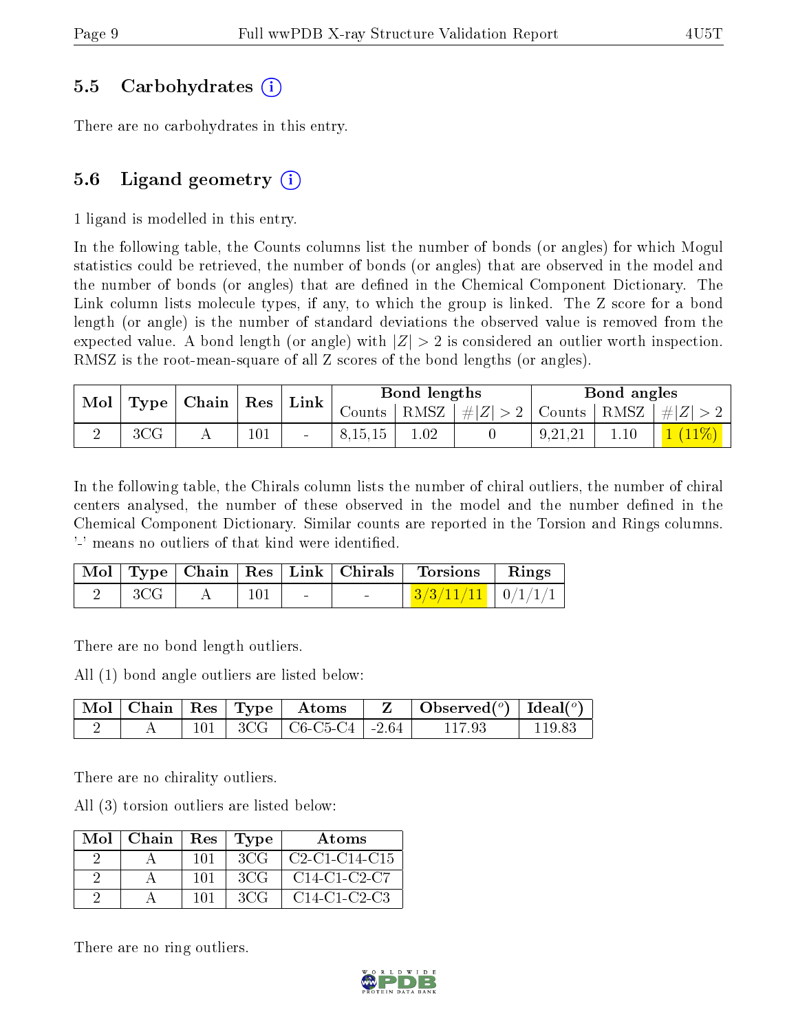## 5.5 Carbohydrates (i)

There are no carbohydrates in this entry.

## 5.6 Ligand geometry (i)

1 ligand is modelled in this entry.

In the following table, the Counts columns list the number of bonds (or angles) for which Mogul statistics could be retrieved, the number of bonds (or angles) that are observed in the model and the number of bonds (or angles) that are defined in the Chemical Component Dictionary. The Link column lists molecule types, if any, to which the group is linked. The Z score for a bond length (or angle) is the number of standard deviations the observed value is removed from the expected value. A bond length (or angle) with $|Z| > 2$ is considered an outlier worth inspection. RMSZ is the root-mean-square of all Z scores of the bond lengths (or angles).

| Mol | Type | Chain | Res | Link | Bond lengths | | | Bond angles | | |
|---|---|---|---|---|---|---|---|---|---|---|
| | | | | | Counts | RMSZ | $\#\|Z\| > 2$ | Counts | RMSZ | $\#\|Z\| > 2$ |
| 2 | 3CG | A | 101 | - | 8,15,15 | 1.02 | 0 | 9,21,21 | 1.10 | 1 (11%) |

In the following table, the Chirals column lists the number of chiral outliers, the number of chiral centers analysed, the number of these observed in the model and the number defined in the Chemical Component Dictionary. Similar counts are reported in the Torsion and Rings columns. '-' means no outliers of that kind were identified.

| Mol | Type | Chain | Res | Link | Chirals | Torsions | Rings |
|---|---|---|---|---|---|---|---|
| 2 | 3CG | A | 101 | - | - | 3/3/11/11 | 0/1/1/1 |

There are no bond length outliers.

All (1) bond angle outliers are listed below:

| Mol | Chain | Res | Type | Atoms | Z | Observed(°) | Ideal(°) |
|---|---|---|---|---|---|---|---|
| 2 | A | 101 | 3CG | C6-C5-C4 | -2.64 | 117.93 | 119.83 |

There are no chirality outliers.

All (3) torsion outliers are listed below:

| Mol | Chain | Res | Type | Atoms |
|---|---|---|---|---|
| 2 | A | 101 | 3CG | C2-C1-C14-C15 |
| 2 | A | 101 | 3CG | C14-C1-C2-C7 |
| 2 | A | 101 | 3CG | C14-C1-C2-C3 |

There are no ring outliers.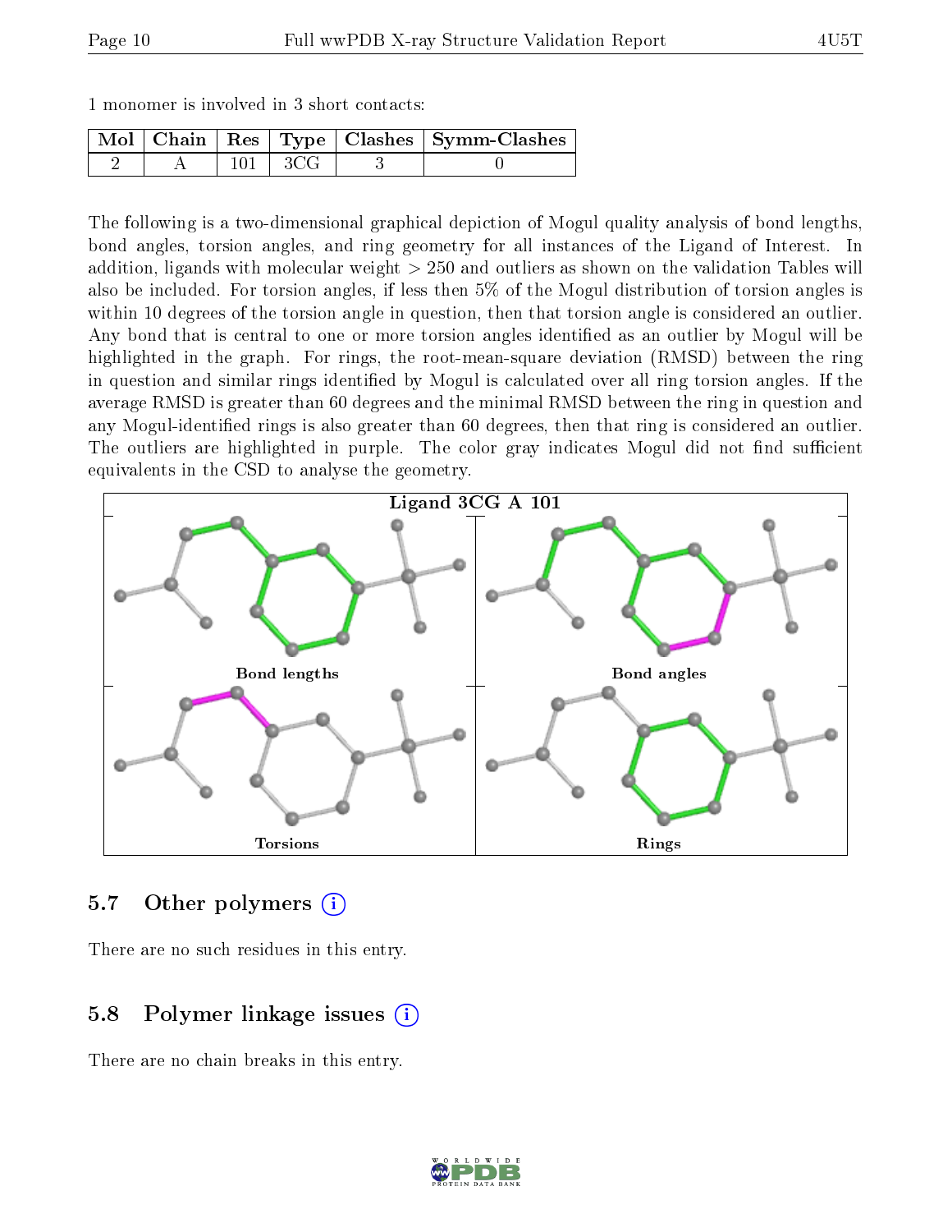1 monomer is involved in 3 short contacts:

| Mol | Chain | Res | Type | Clashes | Symm-Clashes |
|---|---|---|---|---|---|
| 2 | A | 101 | 3CG | 3 | 0 |

The following is a two-dimensional graphical depiction of Mogul quality analysis of bond lengths, bond angles, torsion angles, and ring geometry for all instances of the Ligand of Interest. In addition, ligands with molecular weight > 250 and outliers as shown on the validation Tables will also be included. For torsion angles, if less then 5% of the Mogul distribution of torsion angles is within 10 degrees of the torsion angle in question, then that torsion angle is considered an outlier. Any bond that is central to one or more torsion angles identified as an outlier by Mogul will be highlighted in the graph. For rings, the root-mean-square deviation (RMSD) between the ring in question and similar rings identified by Mogul is calculated over all ring torsion angles. If the average RMSD is greater than 60 degrees and the minimal RMSD between the ring in question and any Mogul-identified rings is also greater than 60 degrees, then that ring is considered an outlier. The outliers are highlighted in purple. The color gray indicates Mogul did not find sufficient equivalents in the CSD to analyse the geometry.

Ligand 3CG A 101

Bond lengths

Bond angles

Torsions

Rings

## 5.7 Other polymers

There are no such residues in this entry.

## 5.8 Polymer linkage issues

There are no chain breaks in this entry.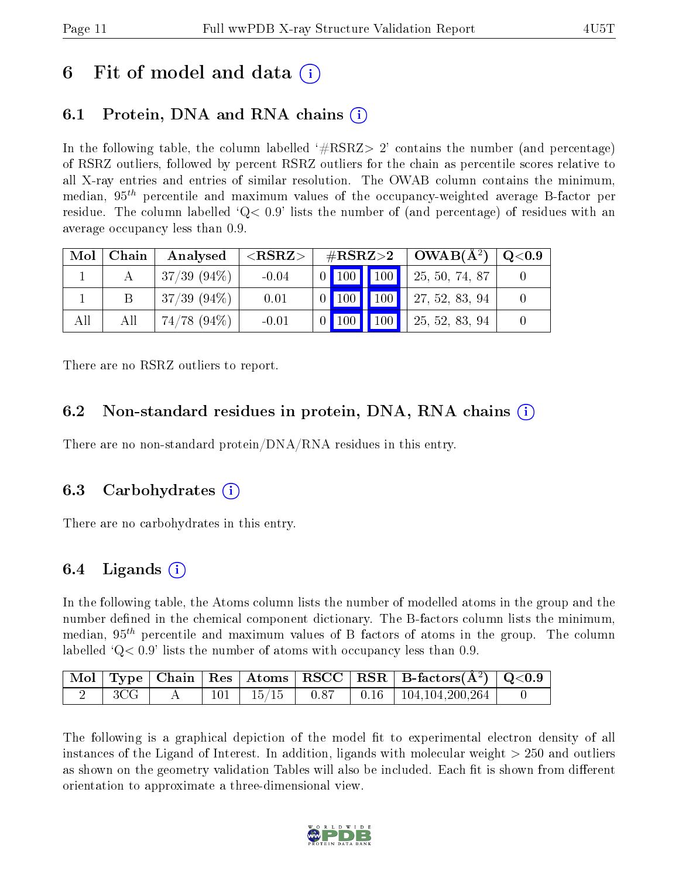# 6 Fit of model and data ⓘ

## 6.1 Protein, DNA and RNA chains ⓘ

In the following table, the column labelled '#RSRZ> 2' contains the number (and percentage) of RSRZ outliers, followed by percent RSRZ outliers for the chain as percentile scores relative to all X-ray entries and entries of similar resolution. The OWAB column contains the minimum, median, $95^{th}$ percentile and maximum values of the occupancy-weighted average B-factor per residue. The column labelled 'Q< 0.9' lists the number of (and percentage) of residues with an average occupancy less than 0.9.

| Mol | Chain | Analysed | <RSRZ> | #RSRZ>2 | | | OWAB(Å$^2$) | Q<0.9 |
|---|---|---|---|---|---|---|---|---|
| 1 | A | 37/39 (94%) | -0.04 | 0 | 100 | 100 | 25, 50, 74, 87 | 0 |
| 1 | B | 37/39 (94%) | 0.01 | 0 | 100 | 100 | 27, 52, 83, 94 | 0 |
| All | All | 74/78 (94%) | -0.01 | 0 | 100 | 100 | 25, 52, 83, 94 | 0 |

There are no RSRZ outliers to report.

## 6.2 Non-standard residues in protein, DNA, RNA chains ⓘ

There are no non-standard protein/DNA/RNA residues in this entry.

## 6.3 Carbohydrates ⓘ

There are no carbohydrates in this entry.

## 6.4 Ligands ⓘ

In the following table, the Atoms column lists the number of modelled atoms in the group and the number defined in the chemical component dictionary. The B-factors column lists the minimum, median, $95^{th}$ percentile and maximum values of B factors of atoms in the group. The column labelled 'Q< 0.9' lists the number of atoms with occupancy less than 0.9.

| Mol | Type | Chain | Res | Atoms | RSCC | RSR | B-factors(Å$^2$) | Q<0.9 |
|---|---|---|---|---|---|---|---|---|
| 2 | 3CG | A | 101 | 15/15 | 0.87 | 0.16 | 104,104,200,264 | 0 |

The following is a graphical depiction of the model fit to experimental electron density of all instances of the Ligand of Interest. In addition, ligands with molecular weight > 250 and outliers as shown on the geometry validation Tables will also be included. Each fit is shown from different orientation to approximate a three-dimensional view.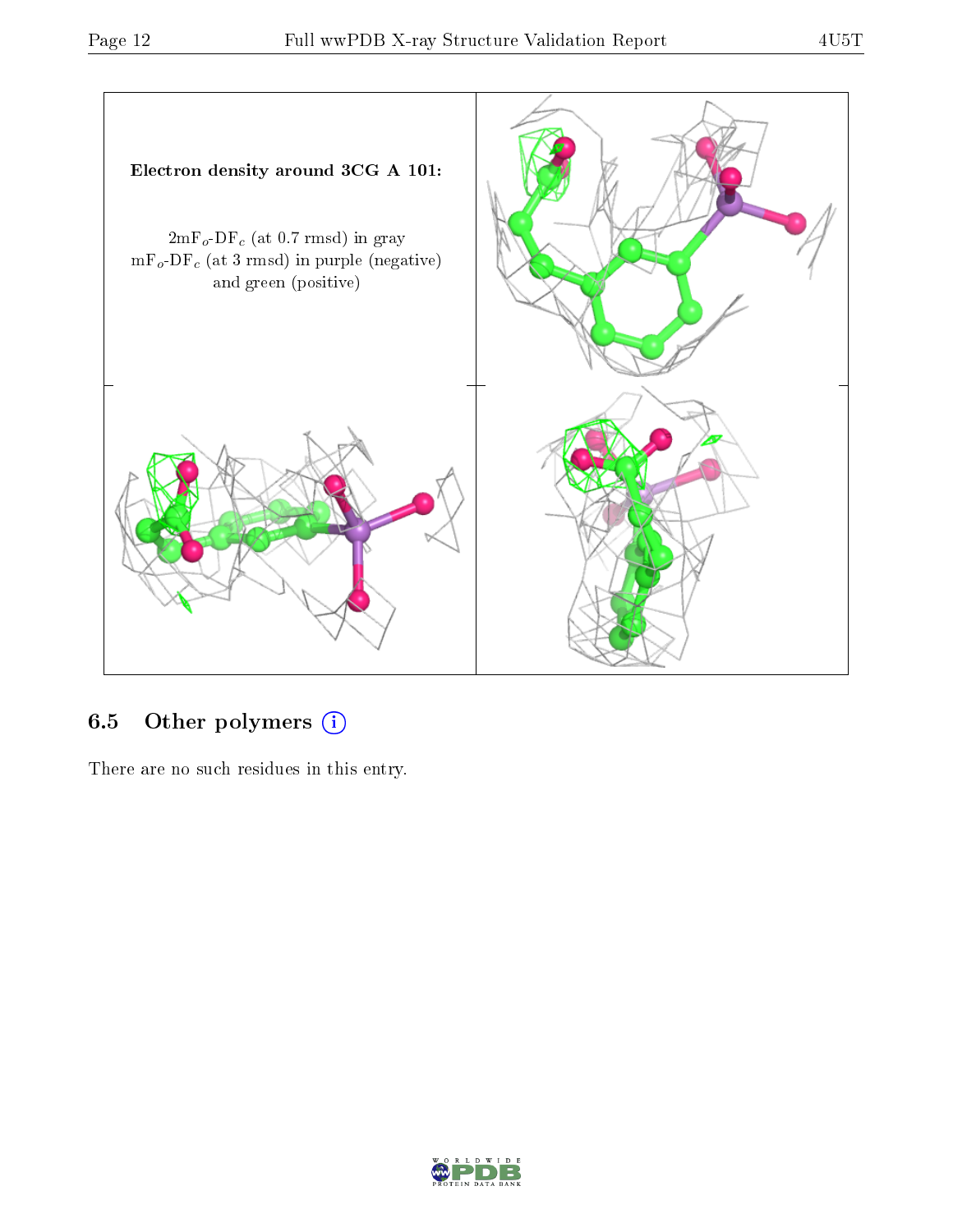**Electron density around 3CG A 101:**

$2mF_o$-$DF_c$ (at 0.7 rmsd) in gray
$mF_o$-$DF_c$ (at 3 rmsd) in purple (negative) and green (positive)

### 6.5 Other polymers

There are no such residues in this entry.